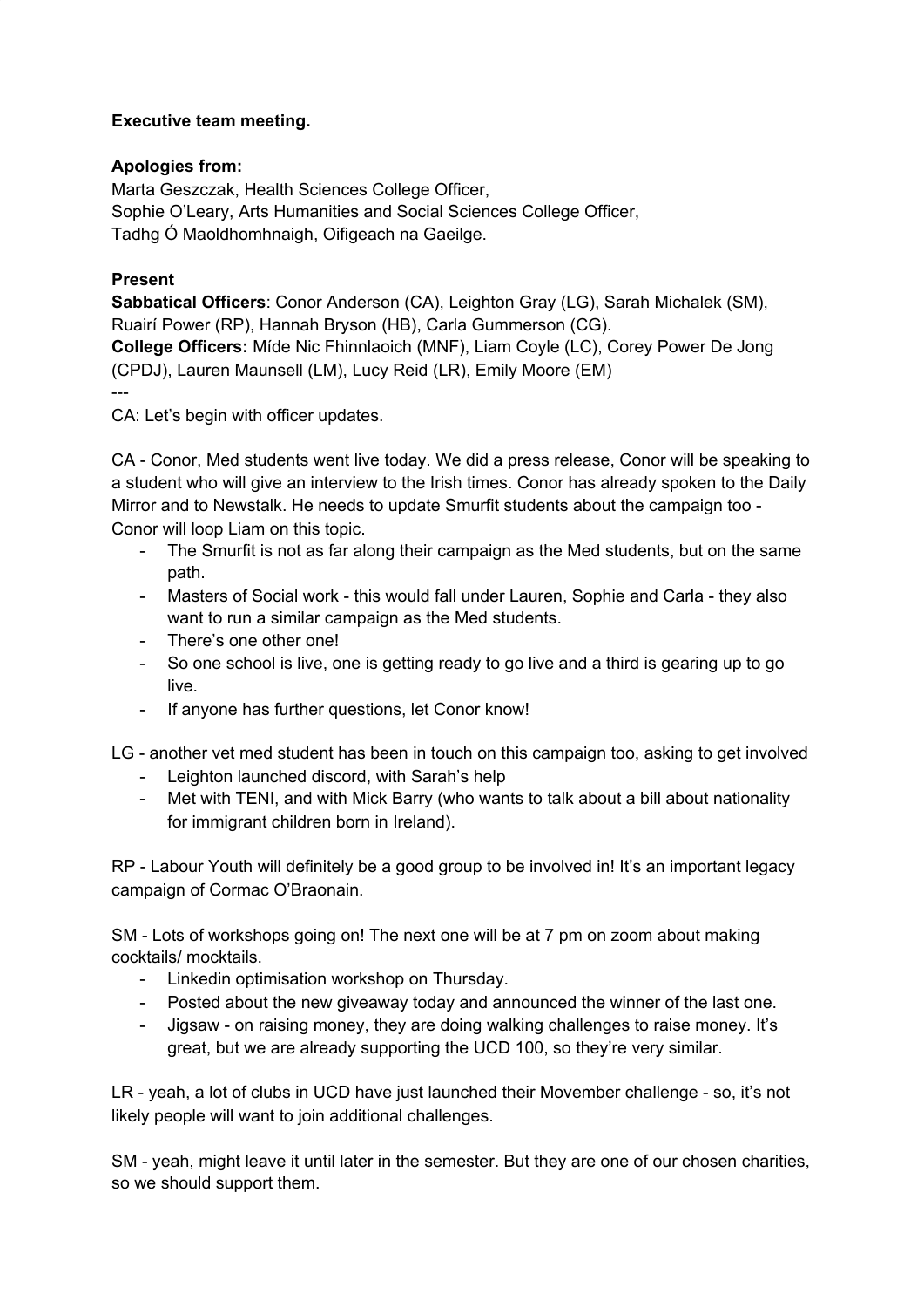**Executive team meeting.**

**Apologies from:**
Marta Geszczak, Health Sciences College Officer,
Sophie O'Leary, Arts Humanities and Social Sciences College Officer,
Tadhg Ó Maoldhomhnaigh, Oifigeach na Gaeilge.

**Present**
**Sabbatical Officers**: Conor Anderson (CA), Leighton Gray (LG), Sarah Michalek (SM), Ruairí Power (RP), Hannah Bryson (HB), Carla Gummerson (CG).
**College Officers:** Míde Nic Fhinnlaoich (MNF), Liam Coyle (LC), Corey Power De Jong (CPDJ), Lauren Maunsell (LM), Lucy Reid (LR), Emily Moore (EM)

---

CA: Let's begin with officer updates.

CA - Conor, Med students went live today. We did a press release, Conor will be speaking to a student who will give an interview to the Irish times. Conor has already spoken to the Daily Mirror and to Newstalk. He needs to update Smurfit students about the campaign too - Conor will loop Liam on this topic.

- The Smurfit is not as far along their campaign as the Med students, but on the same path.
- Masters of Social work - this would fall under Lauren, Sophie and Carla - they also want to run a similar campaign as the Med students.
- There's one other one!
- So one school is live, one is getting ready to go live and a third is gearing up to go live.
- If anyone has further questions, let Conor know!

LG - another vet med student has been in touch on this campaign too, asking to get involved

- Leighton launched discord, with Sarah's help
- Met with TENI, and with Mick Barry (who wants to talk about a bill about nationality for immigrant children born in Ireland).

RP - Labour Youth will definitely be a good group to be involved in! It's an important legacy campaign of Cormac O'Braonain.

SM - Lots of workshops going on! The next one will be at 7 pm on zoom about making cocktails/ mocktails.

- Linkedin optimisation workshop on Thursday.
- Posted about the new giveaway today and announced the winner of the last one.
- Jigsaw - on raising money, they are doing walking challenges to raise money. It's great, but we are already supporting the UCD 100, so they're very similar.

LR - yeah, a lot of clubs in UCD have just launched their Movember challenge - so, it's not likely people will want to join additional challenges.

SM - yeah, might leave it until later in the semester. But they are one of our chosen charities, so we should support them.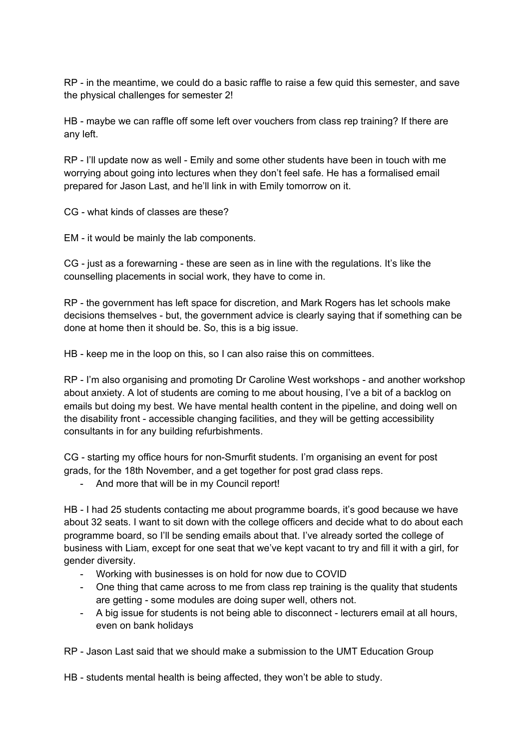RP - in the meantime, we could do a basic raffle to raise a few quid this semester, and save the physical challenges for semester 2!

HB - maybe we can raffle off some left over vouchers from class rep training? If there are any left.

RP - I'll update now as well - Emily and some other students have been in touch with me worrying about going into lectures when they don't feel safe. He has a formalised email prepared for Jason Last, and he'll link in with Emily tomorrow on it.

CG - what kinds of classes are these?

EM - it would be mainly the lab components.

CG - just as a forewarning - these are seen as in line with the regulations. It's like the counselling placements in social work, they have to come in.

RP - the government has left space for discretion, and Mark Rogers has let schools make decisions themselves - but, the government advice is clearly saying that if something can be done at home then it should be. So, this is a big issue.

HB - keep me in the loop on this, so I can also raise this on committees.

RP - I'm also organising and promoting Dr Caroline West workshops - and another workshop about anxiety. A lot of students are coming to me about housing, I've a bit of a backlog on emails but doing my best. We have mental health content in the pipeline, and doing well on the disability front - accessible changing facilities, and they will be getting accessibility consultants in for any building refurbishments.

CG - starting my office hours for non-Smurfit students. I'm organising an event for post grads, for the 18th November, and a get together for post grad class reps.

- And more that will be in my Council report!

HB - I had 25 students contacting me about programme boards, it's good because we have about 32 seats. I want to sit down with the college officers and decide what to do about each programme board, so I'll be sending emails about that. I've already sorted the college of business with Liam, except for one seat that we've kept vacant to try and fill it with a girl, for gender diversity.

- Working with businesses is on hold for now due to COVID
- One thing that came across to me from class rep training is the quality that students are getting - some modules are doing super well, others not.
- A big issue for students is not being able to disconnect - lecturers email at all hours, even on bank holidays

RP - Jason Last said that we should make a submission to the UMT Education Group

HB - students mental health is being affected, they won't be able to study.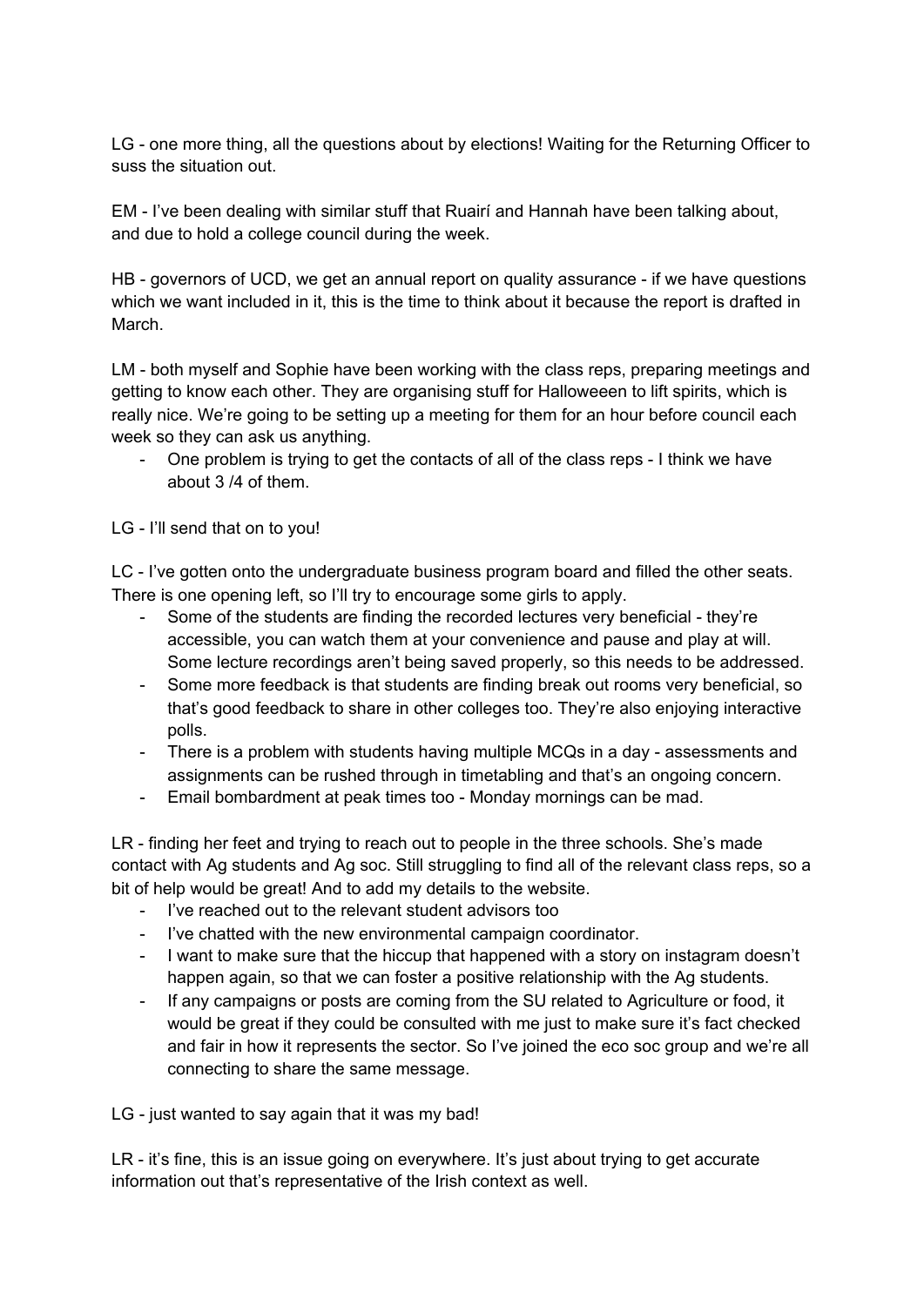LG - one more thing, all the questions about by elections! Waiting for the Returning Officer to suss the situation out.

EM - I've been dealing with similar stuff that Ruairí and Hannah have been talking about, and due to hold a college council during the week.

HB - governors of UCD, we get an annual report on quality assurance - if we have questions which we want included in it, this is the time to think about it because the report is drafted in March.

LM - both myself and Sophie have been working with the class reps, preparing meetings and getting to know each other. They are organising stuff for Halloweeen to lift spirits, which is really nice. We're going to be setting up a meeting for them for an hour before council each week so they can ask us anything.

- One problem is trying to get the contacts of all of the class reps - I think we have about 3 /4 of them.

LG - I'll send that on to you!

LC - I've gotten onto the undergraduate business program board and filled the other seats. There is one opening left, so I'll try to encourage some girls to apply.

- Some of the students are finding the recorded lectures very beneficial - they're accessible, you can watch them at your convenience and pause and play at will. Some lecture recordings aren't being saved properly, so this needs to be addressed.
- Some more feedback is that students are finding break out rooms very beneficial, so that's good feedback to share in other colleges too. They're also enjoying interactive polls.
- There is a problem with students having multiple MCQs in a day - assessments and assignments can be rushed through in timetabling and that's an ongoing concern.
- Email bombardment at peak times too - Monday mornings can be mad.

LR - finding her feet and trying to reach out to people in the three schools. She's made contact with Ag students and Ag soc. Still struggling to find all of the relevant class reps, so a bit of help would be great! And to add my details to the website.

- I've reached out to the relevant student advisors too
- I've chatted with the new environmental campaign coordinator.
- I want to make sure that the hiccup that happened with a story on instagram doesn't happen again, so that we can foster a positive relationship with the Ag students.
- If any campaigns or posts are coming from the SU related to Agriculture or food, it would be great if they could be consulted with me just to make sure it's fact checked and fair in how it represents the sector. So I've joined the eco soc group and we're all connecting to share the same message.

LG - just wanted to say again that it was my bad!

LR - it's fine, this is an issue going on everywhere. It's just about trying to get accurate information out that's representative of the Irish context as well.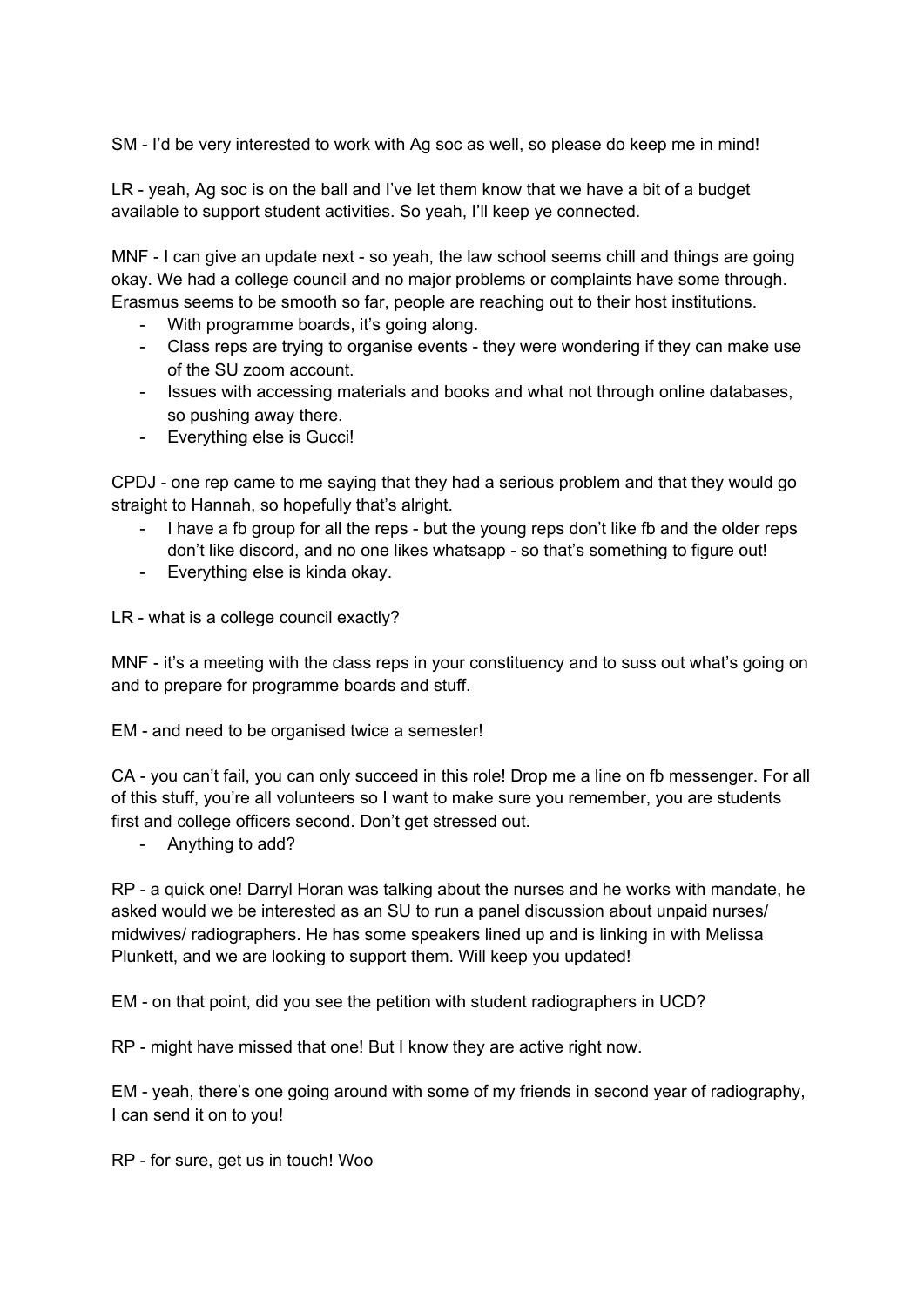SM - I'd be very interested to work with Ag soc as well, so please do keep me in mind!

LR - yeah, Ag soc is on the ball and I've let them know that we have a bit of a budget available to support student activities. So yeah, I'll keep ye connected.

MNF - I can give an update next - so yeah, the law school seems chill and things are going okay. We had a college council and no major problems or complaints have some through. Erasmus seems to be smooth so far, people are reaching out to their host institutions.

- With programme boards, it's going along.
- Class reps are trying to organise events - they were wondering if they can make use of the SU zoom account.
- Issues with accessing materials and books and what not through online databases, so pushing away there.
- Everything else is Gucci!

CPDJ - one rep came to me saying that they had a serious problem and that they would go straight to Hannah, so hopefully that's alright.

- I have a fb group for all the reps - but the young reps don't like fb and the older reps don't like discord, and no one likes whatsapp - so that's something to figure out!
- Everything else is kinda okay.

LR - what is a college council exactly?

MNF - it's a meeting with the class reps in your constituency and to suss out what's going on and to prepare for programme boards and stuff.

EM - and need to be organised twice a semester!

CA - you can't fail, you can only succeed in this role! Drop me a line on fb messenger. For all of this stuff, you're all volunteers so I want to make sure you remember, you are students first and college officers second. Don't get stressed out.

- Anything to add?

RP - a quick one! Darryl Horan was talking about the nurses and he works with mandate, he asked would we be interested as an SU to run a panel discussion about unpaid nurses/ midwives/ radiographers. He has some speakers lined up and is linking in with Melissa Plunkett, and we are looking to support them. Will keep you updated!

EM - on that point, did you see the petition with student radiographers in UCD?

RP - might have missed that one! But I know they are active right now.

EM - yeah, there's one going around with some of my friends in second year of radiography, I can send it on to you!

RP - for sure, get us in touch! Woo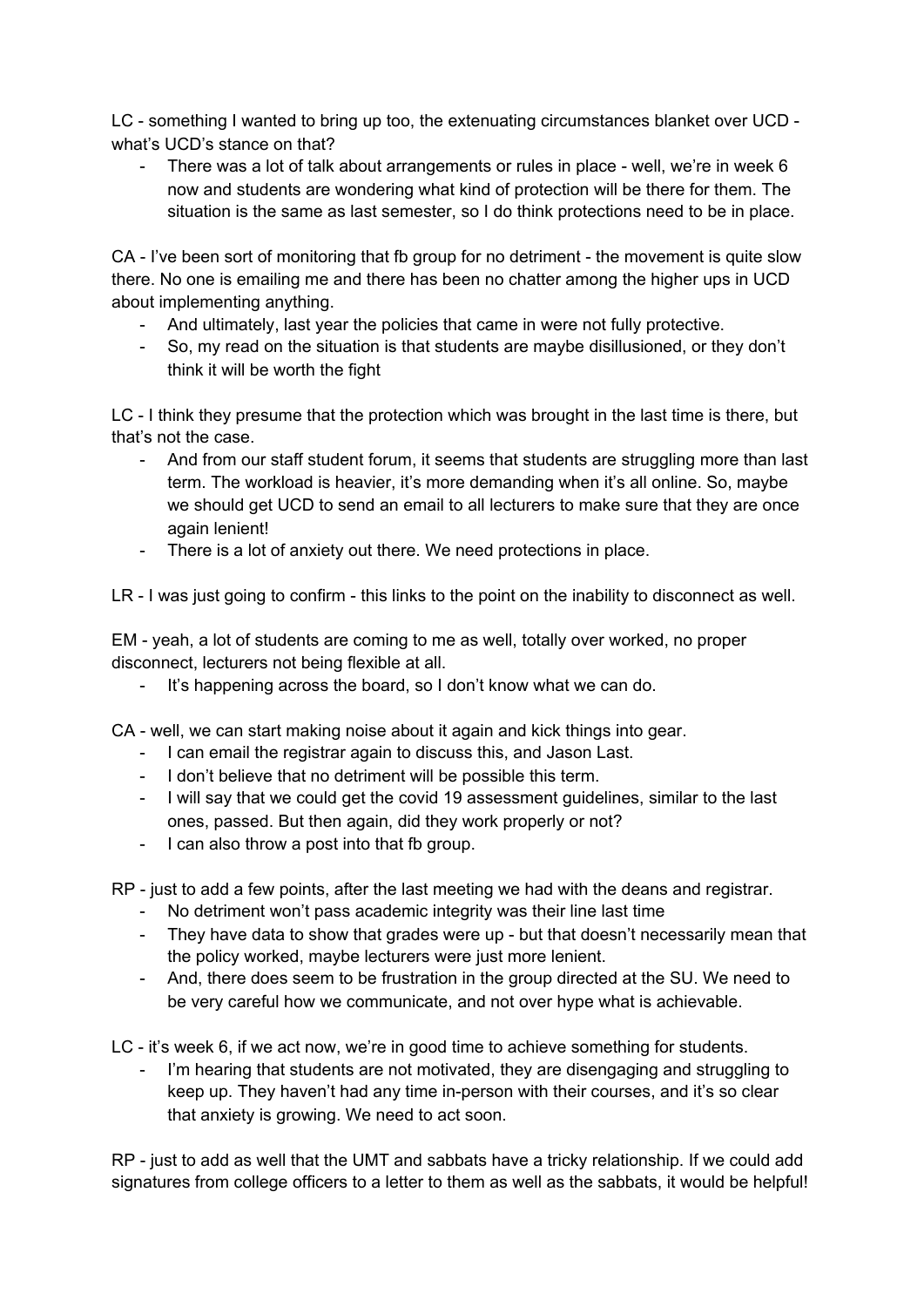LC - something I wanted to bring up too, the extenuating circumstances blanket over UCD - what's UCD's stance on that?

- There was a lot of talk about arrangements or rules in place - well, we're in week 6 now and students are wondering what kind of protection will be there for them. The situation is the same as last semester, so I do think protections need to be in place.

CA - I've been sort of monitoring that fb group for no detriment - the movement is quite slow there. No one is emailing me and there has been no chatter among the higher ups in UCD about implementing anything.

- And ultimately, last year the policies that came in were not fully protective.
- So, my read on the situation is that students are maybe disillusioned, or they don't think it will be worth the fight

LC - I think they presume that the protection which was brought in the last time is there, but that's not the case.

- And from our staff student forum, it seems that students are struggling more than last term. The workload is heavier, it's more demanding when it's all online. So, maybe we should get UCD to send an email to all lecturers to make sure that they are once again lenient!
- There is a lot of anxiety out there. We need protections in place.

LR - I was just going to confirm - this links to the point on the inability to disconnect as well.

EM - yeah, a lot of students are coming to me as well, totally over worked, no proper disconnect, lecturers not being flexible at all.

- It's happening across the board, so I don't know what we can do.

CA - well, we can start making noise about it again and kick things into gear.

- I can email the registrar again to discuss this, and Jason Last.
- I don't believe that no detriment will be possible this term.
- I will say that we could get the covid 19 assessment guidelines, similar to the last ones, passed. But then again, did they work properly or not?
- I can also throw a post into that fb group.

RP - just to add a few points, after the last meeting we had with the deans and registrar.

- No detriment won't pass academic integrity was their line last time
- They have data to show that grades were up - but that doesn't necessarily mean that the policy worked, maybe lecturers were just more lenient.
- And, there does seem to be frustration in the group directed at the SU. We need to be very careful how we communicate, and not over hype what is achievable.

LC - it's week 6, if we act now, we're in good time to achieve something for students.

- I'm hearing that students are not motivated, they are disengaging and struggling to keep up. They haven't had any time in-person with their courses, and it's so clear that anxiety is growing. We need to act soon.

RP - just to add as well that the UMT and sabbats have a tricky relationship. If we could add signatures from college officers to a letter to them as well as the sabbats, it would be helpful!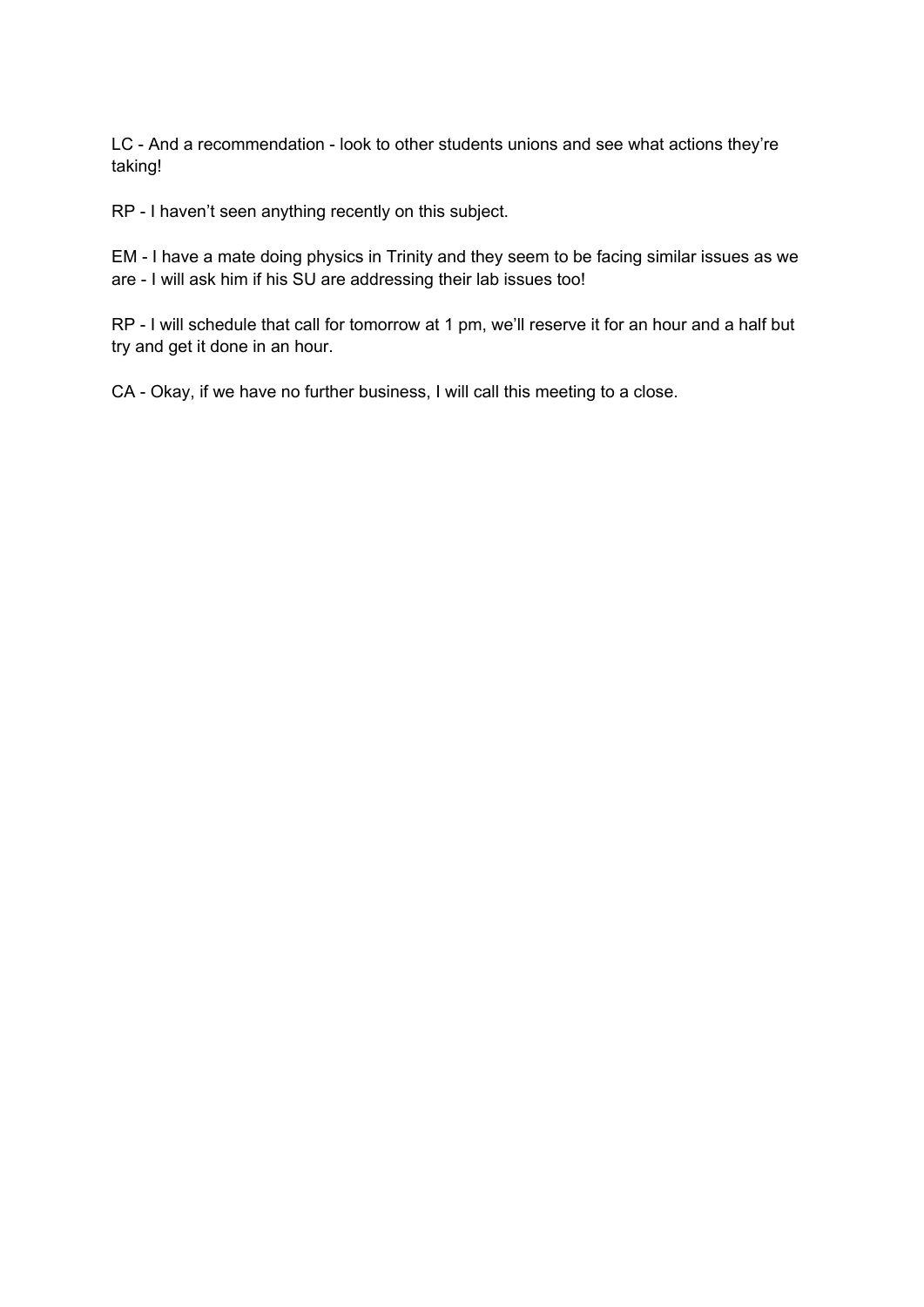LC - And a recommendation - look to other students unions and see what actions they're taking!

RP - I haven't seen anything recently on this subject.

EM - I have a mate doing physics in Trinity and they seem to be facing similar issues as we are - I will ask him if his SU are addressing their lab issues too!

RP - I will schedule that call for tomorrow at 1 pm, we'll reserve it for an hour and a half but try and get it done in an hour.

CA - Okay, if we have no further business, I will call this meeting to a close.